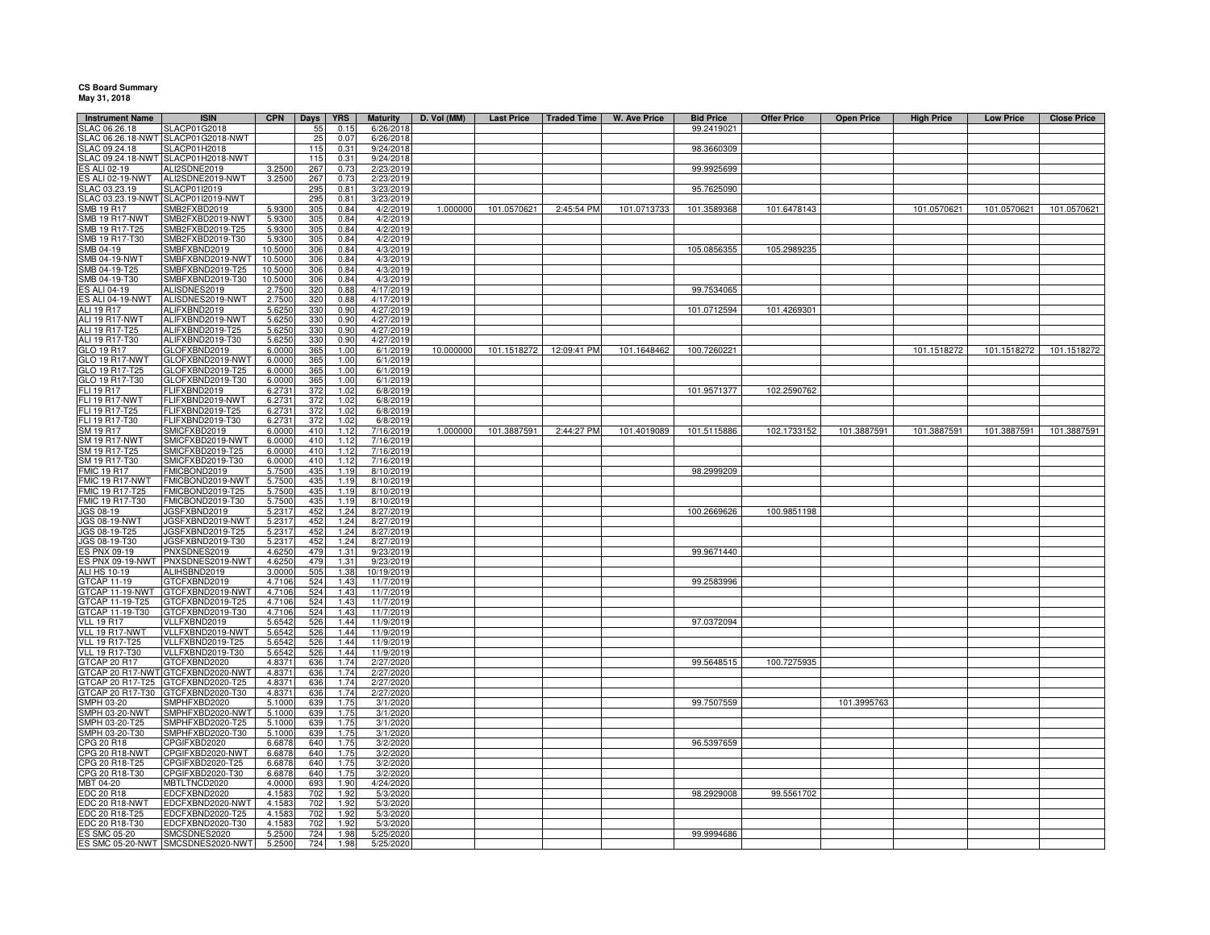**CS Board Summary**
**May 31, 2018**

| Instrument Name | ISIN | CPN | Days | YRS | Maturity | D. Vol (MM) | Last Price | Traded Time | W. Ave Price | Bid Price | Offer Price | Open Price | High Price | Low Price | Close Price |
|---|---|---|---|---|---|---|---|---|---|---|---|---|---|---|---|
| SLAC 06.26.18 | SLACP01G2018 | | 55 | 0.15 | 6/26/2018 | | | | | 99.2419021 | | | | | |
| SLAC 06.26.18-NWT | SLACP01G2018-NWT | | 25 | 0.07 | 6/26/2018 | | | | | | | | | | |
| SLAC 09.24.18 | SLACP01H2018 | | 115 | 0.31 | 9/24/2018 | | | | | 98.3660309 | | | | | |
| SLAC 09.24.18-NWT | SLACP01H2018-NWT | | 115 | 0.31 | 9/24/2018 | | | | | | | | | | |
| ES ALI 02-19 | ALI2SDNE2019 | 3.2500 | 267 | 0.73 | 2/23/2019 | | | | | 99.9925699 | | | | | |
| ES ALI 02-19-NWT | ALI2SDNE2019-NWT | 3.2500 | 267 | 0.73 | 2/23/2019 | | | | | | | | | | |
| SLAC 03.23.19 | SLACP01I2019 | | 295 | 0.81 | 3/23/2019 | | | | | 95.7625090 | | | | | |
| SLAC 03.23.19-NWT | SLACP01I2019-NWT | | 295 | 0.81 | 3/23/2019 | | | | | | | | | | |
| SMB 19 R17 | SMB2FXBD2019 | 5.9300 | 305 | 0.84 | 4/2/2019 | 1.000000 | 101.0570621 | 2:45:54 PM | 101.0713733 | 101.3589368 | 101.6478143 | | 101.0570621 | 101.0570621 | 101.0570621 |
| SMB 19 R17-NWT | SMB2FXBD2019-NWT | 5.9300 | 305 | 0.84 | 4/2/2019 | | | | | | | | | | |
| SMB 19 R17-T25 | SMB2FXBD2019-T25 | 5.9300 | 305 | 0.84 | 4/2/2019 | | | | | | | | | | |
| SMB 19 R17-T30 | SMB2FXBD2019-T30 | 5.9300 | 305 | 0.84 | 4/2/2019 | | | | | | | | | | |
| SMB 04-19 | SMBFXBND2019 | 10.5000 | 306 | 0.84 | 4/3/2019 | | | | | 105.0856355 | 105.2989235 | | | | |
| SMB 04-19-NWT | SMBFXBND2019-NWT | 10.5000 | 306 | 0.84 | 4/3/2019 | | | | | | | | | | |
| SMB 04-19-T25 | SMBFXBND2019-T25 | 10.5000 | 306 | 0.84 | 4/3/2019 | | | | | | | | | | |
| SMB 04-19-T30 | SMBFXBND2019-T30 | 10.5000 | 306 | 0.84 | 4/3/2019 | | | | | | | | | | |
| ES ALI 04-19 | ALISDNES2019 | 2.7500 | 320 | 0.88 | 4/17/2019 | | | | | 99.7534065 | | | | | |
| ES ALI 04-19-NWT | ALISDNES2019-NWT | 2.7500 | 320 | 0.88 | 4/17/2019 | | | | | | | | | | |
| ALI 19 R17 | ALIFXBND2019 | 5.6250 | 330 | 0.90 | 4/27/2019 | | | | | 101.0712594 | 101.4269301 | | | | |
| ALI 19 R17-NWT | ALIFXBND2019-NWT | 5.6250 | 330 | 0.90 | 4/27/2019 | | | | | | | | | | |
| ALI 19 R17-T25 | ALIFXBND2019-T25 | 5.6250 | 330 | 0.90 | 4/27/2019 | | | | | | | | | | |
| ALI 19 R17-T30 | ALIFXBND2019-T30 | 5.6250 | 330 | 0.90 | 4/27/2019 | | | | | | | | | | |
| GLO 19 R17 | GLOFXBND2019 | 6.0000 | 365 | 1.00 | 6/1/2019 | 10.000000 | 101.1518272 | 12:09:41 PM | 101.1648462 | 100.7260221 | | | 101.1518272 | 101.1518272 | 101.1518272 |
| GLO 19 R17-NWT | GLOFXBND2019-NWT | 6.0000 | 365 | 1.00 | 6/1/2019 | | | | | | | | | | |
| GLO 19 R17-T25 | GLOFXBND2019-T25 | 6.0000 | 365 | 1.00 | 6/1/2019 | | | | | | | | | | |
| GLO 19 R17-T30 | GLOFXBND2019-T30 | 6.0000 | 365 | 1.00 | 6/1/2019 | | | | | | | | | | |
| FLI 19 R17 | FLIFXBND2019 | 6.2731 | 372 | 1.02 | 6/8/2019 | | | | | 101.9571377 | 102.2590762 | | | | |
| FLI 19 R17-NWT | FLIFXBND2019-NWT | 6.2731 | 372 | 1.02 | 6/8/2019 | | | | | | | | | | |
| FLI 19 R17-T25 | FLIFXBND2019-T25 | 6.2731 | 372 | 1.02 | 6/8/2019 | | | | | | | | | | |
| FLI 19 R17-T30 | FLIFXBND2019-T30 | 6.2731 | 372 | 1.02 | 6/8/2019 | | | | | | | | | | |
| SM 19 R17 | SMICFXBD2019 | 6.0000 | 410 | 1.12 | 7/16/2019 | 1.000000 | 101.3887591 | 2:44:27 PM | 101.4019089 | 101.5115886 | 102.1733152 | 101.3887591 | 101.3887591 | 101.3887591 | 101.3887591 |
| SM 19 R17-NWT | SMICFXBD2019-NWT | 6.0000 | 410 | 1.12 | 7/16/2019 | | | | | | | | | | |
| SM 19 R17-T25 | SMICFXBD2019-T25 | 6.0000 | 410 | 1.12 | 7/16/2019 | | | | | | | | | | |
| SM 19 R17-T30 | SMICFXBD2019-T30 | 6.0000 | 410 | 1.12 | 7/16/2019 | | | | | | | | | | |
| FMIC 19 R17 | FMICBOND2019 | 5.7500 | 435 | 1.19 | 8/10/2019 | | | | | 98.2999209 | | | | | |
| FMIC 19 R17-NWT | FMICBOND2019-NWT | 5.7500 | 435 | 1.19 | 8/10/2019 | | | | | | | | | | |
| FMIC 19 R17-T25 | FMICBOND2019-T25 | 5.7500 | 435 | 1.19 | 8/10/2019 | | | | | | | | | | |
| FMIC 19 R17-T30 | FMICBOND2019-T30 | 5.7500 | 435 | 1.19 | 8/10/2019 | | | | | | | | | | |
| JGS 08-19 | JGSFXBND2019 | 5.2317 | 452 | 1.24 | 8/27/2019 | | | | | 100.2669626 | 100.9851198 | | | | |
| JGS 08-19-NWT | JGSFXBND2019-NWT | 5.2317 | 452 | 1.24 | 8/27/2019 | | | | | | | | | | |
| JGS 08-19-T25 | JGSFXBND2019-T25 | 5.2317 | 452 | 1.24 | 8/27/2019 | | | | | | | | | | |
| JGS 08-19-T30 | JGSFXBND2019-T30 | 5.2317 | 452 | 1.24 | 8/27/2019 | | | | | | | | | | |
| ES PNX 09-19 | PNXSDNES2019 | 4.6250 | 479 | 1.31 | 9/23/2019 | | | | | 99.9671440 | | | | | |
| ES PNX 09-19-NWT | PNXSDNES2019-NWT | 4.6250 | 479 | 1.31 | 9/23/2019 | | | | | | | | | | |
| ALI HS 10-19 | ALIHSBND2019 | 3.0000 | 505 | 1.38 | 10/19/2019 | | | | | | | | | | |
| GTCAP 11-19 | GTCFXBND2019 | 4.7106 | 524 | 1.43 | 11/7/2019 | | | | | 99.2583996 | | | | | |
| GTCAP 11-19-NWT | GTCFXBND2019-NWT | 4.7106 | 524 | 1.43 | 11/7/2019 | | | | | | | | | | |
| GTCAP 11-19-T25 | GTCFXBND2019-T25 | 4.7106 | 524 | 1.43 | 11/7/2019 | | | | | | | | | | |
| GTCAP 11-19-T30 | GTCFXBND2019-T30 | 4.7106 | 524 | 1.43 | 11/7/2019 | | | | | | | | | | |
| VLL 19 R17 | VLLFXBND2019 | 5.6542 | 526 | 1.44 | 11/9/2019 | | | | | 97.0372094 | | | | | |
| VLL 19 R17-NWT | VLLFXBND2019-NWT | 5.6542 | 526 | 1.44 | 11/9/2019 | | | | | | | | | | |
| VLL 19 R17-T25 | VLLFXBND2019-T25 | 5.6542 | 526 | 1.44 | 11/9/2019 | | | | | | | | | | |
| VLL 19 R17-T30 | VLLFXBND2019-T30 | 5.6542 | 526 | 1.44 | 11/9/2019 | | | | | | | | | | |
| GTCAP 20 R17 | GTCFXBND2020 | 4.8371 | 636 | 1.74 | 2/27/2020 | | | | | 99.5648515 | 100.7275935 | | | | |
| GTCAP 20 R17-NWT | GTCFXBND2020-NWT | 4.8371 | 636 | 1.74 | 2/27/2020 | | | | | | | | | | |
| GTCAP 20 R17-T25 | GTCFXBND2020-T25 | 4.8371 | 636 | 1.74 | 2/27/2020 | | | | | | | | | | |
| GTCAP 20 R17-T30 | GTCFXBND2020-T30 | 4.8371 | 636 | 1.74 | 2/27/2020 | | | | | | | | | | |
| SMPH 03-20 | SMPHFXBD2020 | 5.1000 | 639 | 1.75 | 3/1/2020 | | | | | 99.7507559 | | 101.3995763 | | | |
| SMPH 03-20-NWT | SMPHFXBD2020-NWT | 5.1000 | 639 | 1.75 | 3/1/2020 | | | | | | | | | | |
| SMPH 03-20-T25 | SMPHFXBD2020-T25 | 5.1000 | 639 | 1.75 | 3/1/2020 | | | | | | | | | | |
| SMPH 03-20-T30 | SMPHFXBD2020-T30 | 5.1000 | 639 | 1.75 | 3/1/2020 | | | | | | | | | | |
| CPG 20 R18 | CPGIFXBD2020 | 6.6878 | 640 | 1.75 | 3/2/2020 | | | | | 96.5397659 | | | | | |
| CPG 20 R18-NWT | CPGIFXBD2020-NWT | 6.6878 | 640 | 1.75 | 3/2/2020 | | | | | | | | | | |
| CPG 20 R18-T25 | CPGIFXBD2020-T25 | 6.6878 | 640 | 1.75 | 3/2/2020 | | | | | | | | | | |
| CPG 20 R18-T30 | CPGIFXBD2020-T30 | 6.6878 | 640 | 1.75 | 3/2/2020 | | | | | | | | | | |
| MBT 04-20 | MBTLTNCD2020 | 4.0000 | 693 | 1.90 | 4/24/2020 | | | | | | | | | | |
| EDC 20 R18 | EDCFXBND2020 | 4.1583 | 702 | 1.92 | 5/3/2020 | | | | | 98.2929008 | 99.5561702 | | | | |
| EDC 20 R18-NWT | EDCFXBND2020-NWT | 4.1583 | 702 | 1.92 | 5/3/2020 | | | | | | | | | | |
| EDC 20 R18-T25 | EDCFXBND2020-T25 | 4.1583 | 702 | 1.92 | 5/3/2020 | | | | | | | | | | |
| EDC 20 R18-T30 | EDCFXBND2020-T30 | 4.1583 | 702 | 1.92 | 5/3/2020 | | | | | | | | | | |
| ES SMC 05-20 | SMCSDNES2020 | 5.2500 | 724 | 1.98 | 5/25/2020 | | | | | 99.9994686 | | | | | |
| ES SMC 05-20-NWT | SMCSDNES2020-NWT | 5.2500 | 724 | 1.98 | 5/25/2020 | | | | | | | | | | |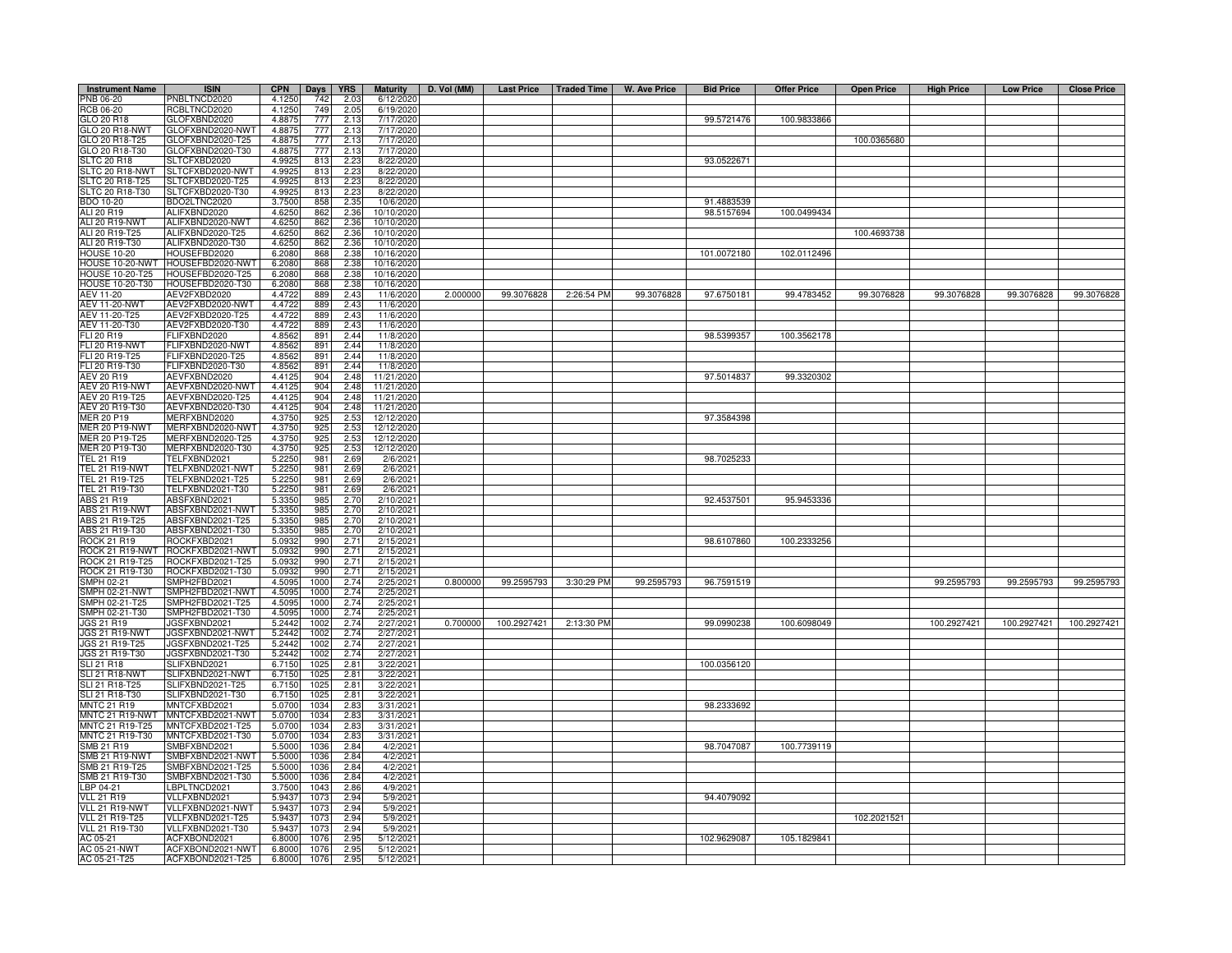| Instrument Name | ISIN | CPN | Days | YRS | Maturity | D. Vol (MM) | Last Price | Traded Time | W. Ave Price | Bid Price | Offer Price | Open Price | High Price | Low Price | Close Price |
|---|---|---|---|---|---|---|---|---|---|---|---|---|---|---|---|
| PNB 06-20 | PNBLTNCD2020 | 4.1250 | 742 | 2.03 | 6/12/2020 | | | | | | | | | | |
| RCB 06-20 | RCBLTNCD2020 | 4.1250 | 749 | 2.05 | 6/19/2020 | | | | | | | | | | |
| GLO 20 R18 | GLOFXBND2020 | 4.8875 | 777 | 2.13 | 7/17/2020 | | | | | 99.5721476 | 100.9833866 | | | | |
| GLO 20 R18-NWT | GLOFXBND2020-NWT | 4.8875 | 777 | 2.13 | 7/17/2020 | | | | | | | | | | |
| GLO 20 R18-T25 | GLOFXBND2020-T25 | 4.8875 | 777 | 2.13 | 7/17/2020 | | | | | | | 100.0365680 | | | |
| GLO 20 R18-T30 | GLOFXBND2020-T30 | 4.8875 | 777 | 2.13 | 7/17/2020 | | | | | | | | | | |
| SLTC 20 R18 | SLTCFXBD2020 | 4.9925 | 813 | 2.23 | 8/22/2020 | | | | | 93.0522671 | | | | | |
| SLTC 20 R18-NWT | SLTCFXBD2020-NWT | 4.9925 | 813 | 2.23 | 8/22/2020 | | | | | | | | | | |
| SLTC 20 R18-T25 | SLTCFXBD2020-T25 | 4.9925 | 813 | 2.23 | 8/22/2020 | | | | | | | | | | |
| SLTC 20 R18-T30 | SLTCFXBD2020-T30 | 4.9925 | 813 | 2.23 | 8/22/2020 | | | | | | | | | | |
| BDO 10-20 | BDO2LTNC2020 | 3.7500 | 858 | 2.35 | 10/6/2020 | | | | | 91.4883539 | | | | | |
| ALI 20 R19 | ALIFXBND2020 | 4.6250 | 862 | 2.36 | 10/10/2020 | | | | | 98.5157694 | 100.0499434 | | | | |
| ALI 20 R19-NWT | ALIFXBND2020-NWT | 4.6250 | 862 | 2.36 | 10/10/2020 | | | | | | | | | | |
| ALI 20 R19-T25 | ALIFXBND2020-T25 | 4.6250 | 862 | 2.36 | 10/10/2020 | | | | | | | 100.4693738 | | | |
| ALI 20 R19-T30 | ALIFXBND2020-T30 | 4.6250 | 862 | 2.36 | 10/10/2020 | | | | | | | | | | |
| HOUSE 10-20 | HOUSEFBD2020 | 6.2080 | 868 | 2.38 | 10/16/2020 | | | | | 101.0072180 | 102.0112496 | | | | |
| HOUSE 10-20-NWT | HOUSEFBD2020-NWT | 6.2080 | 868 | 2.38 | 10/16/2020 | | | | | | | | | | |
| HOUSE 10-20-T25 | HOUSEFBD2020-T25 | 6.2080 | 868 | 2.38 | 10/16/2020 | | | | | | | | | | |
| HOUSE 10-20-T30 | HOUSEFBD2020-T30 | 6.2080 | 868 | 2.38 | 10/16/2020 | | | | | | | | | | |
| AEV 11-20 | AEV2FXBD2020 | 4.4722 | 889 | 2.43 | 11/6/2020 | 2.000000 | 99.3076828 | 2:26:54 PM | 99.3076828 | 97.6750181 | 99.4783452 | 99.3076828 | 99.3076828 | 99.3076828 | 99.3076828 |
| AEV 11-20-NWT | AEV2FXBD2020-NWT | 4.4722 | 889 | 2.43 | 11/6/2020 | | | | | | | | | | |
| AEV 11-20-T25 | AEV2FXBD2020-T25 | 4.4722 | 889 | 2.43 | 11/6/2020 | | | | | | | | | | |
| AEV 11-20-T30 | AEV2FXBD2020-T30 | 4.4722 | 889 | 2.43 | 11/6/2020 | | | | | | | | | | |
| FLI 20 R19 | FLIFXBND2020 | 4.8562 | 891 | 2.44 | 11/8/2020 | | | | | 98.5399357 | 100.3562178 | | | | |
| FLI 20 R19-NWT | FLIFXBND2020-NWT | 4.8562 | 891 | 2.44 | 11/8/2020 | | | | | | | | | | |
| FLI 20 R19-T25 | FLIFXBND2020-T25 | 4.8562 | 891 | 2.44 | 11/8/2020 | | | | | | | | | | |
| FLI 20 R19-T30 | FLIFXBND2020-T30 | 4.8562 | 891 | 2.44 | 11/8/2020 | | | | | | | | | | |
| AEV 20 R19 | AEVFXBND2020 | 4.4125 | 904 | 2.48 | 11/21/2020 | | | | | 97.5014837 | 99.3320302 | | | | |
| AEV 20 R19-NWT | AEVFXBND2020-NWT | 4.4125 | 904 | 2.48 | 11/21/2020 | | | | | | | | | | |
| AEV 20 R19-T25 | AEVFXBND2020-T25 | 4.4125 | 904 | 2.48 | 11/21/2020 | | | | | | | | | | |
| AEV 20 R19-T30 | AEVFXBND2020-T30 | 4.4125 | 904 | 2.48 | 11/21/2020 | | | | | | | | | | |
| MER 20 P19 | MERFXBND2020 | 4.3750 | 925 | 2.53 | 12/12/2020 | | | | | 97.3584398 | | | | | |
| MER 20 P19-NWT | MERFXBND2020-NWT | 4.3750 | 925 | 2.53 | 12/12/2020 | | | | | | | | | | |
| MER 20 P19-T25 | MERFXBND2020-T25 | 4.3750 | 925 | 2.53 | 12/12/2020 | | | | | | | | | | |
| MER 20 P19-T30 | MERFXBND2020-T30 | 4.3750 | 925 | 2.53 | 12/12/2020 | | | | | | | | | | |
| TEL 21 R19 | TELFXBND2021 | 5.2250 | 981 | 2.69 | 2/6/2021 | | | | | 98.7025233 | | | | | |
| TEL 21 R19-NWT | TELFXBND2021-NWT | 5.2250 | 981 | 2.69 | 2/6/2021 | | | | | | | | | | |
| TEL 21 R19-T25 | TELFXBND2021-T25 | 5.2250 | 981 | 2.69 | 2/6/2021 | | | | | | | | | | |
| TEL 21 R19-T30 | TELFXBND2021-T30 | 5.2250 | 981 | 2.69 | 2/6/2021 | | | | | | | | | | |
| ABS 21 R19 | ABSFXBND2021 | 5.3350 | 985 | 2.70 | 2/10/2021 | | | | | 92.4537501 | 95.9453336 | | | | |
| ABS 21 R19-NWT | ABSFXBND2021-NWT | 5.3350 | 985 | 2.70 | 2/10/2021 | | | | | | | | | | |
| ABS 21 R19-T25 | ABSFXBND2021-T25 | 5.3350 | 985 | 2.70 | 2/10/2021 | | | | | | | | | | |
| ABS 21 R19-T30 | ABSFXBND2021-T30 | 5.3350 | 985 | 2.70 | 2/10/2021 | | | | | | | | | | |
| ROCK 21 R19 | ROCKFXBD2021 | 5.0932 | 990 | 2.71 | 2/15/2021 | | | | | 98.6107860 | 100.2333256 | | | | |
| ROCK 21 R19-NWT | ROCKFXBD2021-NWT | 5.0932 | 990 | 2.71 | 2/15/2021 | | | | | | | | | | |
| ROCK 21 R19-T25 | ROCKFXBD2021-T25 | 5.0932 | 990 | 2.71 | 2/15/2021 | | | | | | | | | | |
| ROCK 21 R19-T30 | ROCKFXBD2021-T30 | 5.0932 | 990 | 2.71 | 2/15/2021 | | | | | | | | | | |
| SMPH 02-21 | SMPH2FBD2021 | 4.5095 | 1000 | 2.74 | 2/25/2021 | 0.800000 | 99.2595793 | 3:30:29 PM | 99.2595793 | 96.7591519 | | | 99.2595793 | 99.2595793 | 99.2595793 |
| SMPH 02-21-NWT | SMPH2FBD2021-NWT | 4.5095 | 1000 | 2.74 | 2/25/2021 | | | | | | | | | | |
| SMPH 02-21-T25 | SMPH2FBD2021-T25 | 4.5095 | 1000 | 2.74 | 2/25/2021 | | | | | | | | | | |
| SMPH 02-21-T30 | SMPH2FBD2021-T30 | 4.5095 | 1000 | 2.74 | 2/25/2021 | | | | | | | | | | |
| JGS 21 R19 | JGSFXBND2021 | 5.2442 | 1002 | 2.74 | 2/27/2021 | 0.700000 | 100.2927421 | 2:13:30 PM | | 99.0990238 | 100.6098049 | | 100.2927421 | 100.2927421 | 100.2927421 |
| JGS 21 R19-NWT | JGSFXBND2021-NWT | 5.2442 | 1002 | 2.74 | 2/27/2021 | | | | | | | | | | |
| JGS 21 R19-T25 | JGSFXBND2021-T25 | 5.2442 | 1002 | 2.74 | 2/27/2021 | | | | | | | | | | |
| JGS 21 R19-T30 | JGSFXBND2021-T30 | 5.2442 | 1002 | 2.74 | 2/27/2021 | | | | | | | | | | |
| SLI 21 R18 | SLIFXBND2021 | 6.7150 | 1025 | 2.81 | 3/22/2021 | | | | | 100.0356120 | | | | | |
| SLI 21 R18-NWT | SLIFXBND2021-NWT | 6.7150 | 1025 | 2.81 | 3/22/2021 | | | | | | | | | | |
| SLI 21 R18-T25 | SLIFXBND2021-T25 | 6.7150 | 1025 | 2.81 | 3/22/2021 | | | | | | | | | | |
| SLI 21 R18-T30 | SLIFXBND2021-T30 | 6.7150 | 1025 | 2.81 | 3/22/2021 | | | | | | | | | | |
| MNTC 21 R19 | MNTCFXBD2021 | 5.0700 | 1034 | 2.83 | 3/31/2021 | | | | | 98.2333692 | | | | | |
| MNTC 21 R19-NWT | MNTCFXBD2021-NWT | 5.0700 | 1034 | 2.83 | 3/31/2021 | | | | | | | | | | |
| MNTC 21 R19-T25 | MNTCFXBD2021-T25 | 5.0700 | 1034 | 2.83 | 3/31/2021 | | | | | | | | | | |
| MNTC 21 R19-T30 | MNTCFXBD2021-T30 | 5.0700 | 1034 | 2.83 | 3/31/2021 | | | | | | | | | | |
| SMB 21 R19 | SMBFXBND2021 | 5.5000 | 1036 | 2.84 | 4/2/2021 | | | | | 98.7047087 | 100.7739119 | | | | |
| SMB 21 R19-NWT | SMBFXBND2021-NWT | 5.5000 | 1036 | 2.84 | 4/2/2021 | | | | | | | | | | |
| SMB 21 R19-T25 | SMBFXBND2021-T25 | 5.5000 | 1036 | 2.84 | 4/2/2021 | | | | | | | | | | |
| SMB 21 R19-T30 | SMBFXBND2021-T30 | 5.5000 | 1036 | 2.84 | 4/2/2021 | | | | | | | | | | |
| LBP 04-21 | LBPLTNCD2021 | 3.7500 | 1043 | 2.86 | 4/9/2021 | | | | | | | | | | |
| VLL 21 R19 | VLLFXBND2021 | 5.9437 | 1073 | 2.94 | 5/9/2021 | | | | | 94.4079092 | | | | | |
| VLL 21 R19-NWT | VLLFXBND2021-NWT | 5.9437 | 1073 | 2.94 | 5/9/2021 | | | | | | | | | | |
| VLL 21 R19-T25 | VLLFXBND2021-T25 | 5.9437 | 1073 | 2.94 | 5/9/2021 | | | | | | | 102.2021521 | | | |
| VLL 21 R19-T30 | VLLFXBND2021-T30 | 5.9437 | 1073 | 2.94 | 5/9/2021 | | | | | | | | | | |
| AC 05-21 | ACFXBOND2021 | 6.8000 | 1076 | 2.95 | 5/12/2021 | | | | | 102.9629087 | 105.1829841 | | | | |
| AC 05-21-NWT | ACFXBOND2021-NWT | 6.8000 | 1076 | 2.95 | 5/12/2021 | | | | | | | | | | |
| AC 05-21-T25 | ACFXBOND2021-T25 | 6.8000 | 1076 | 2.95 | 5/12/2021 | | | | | | | | | | |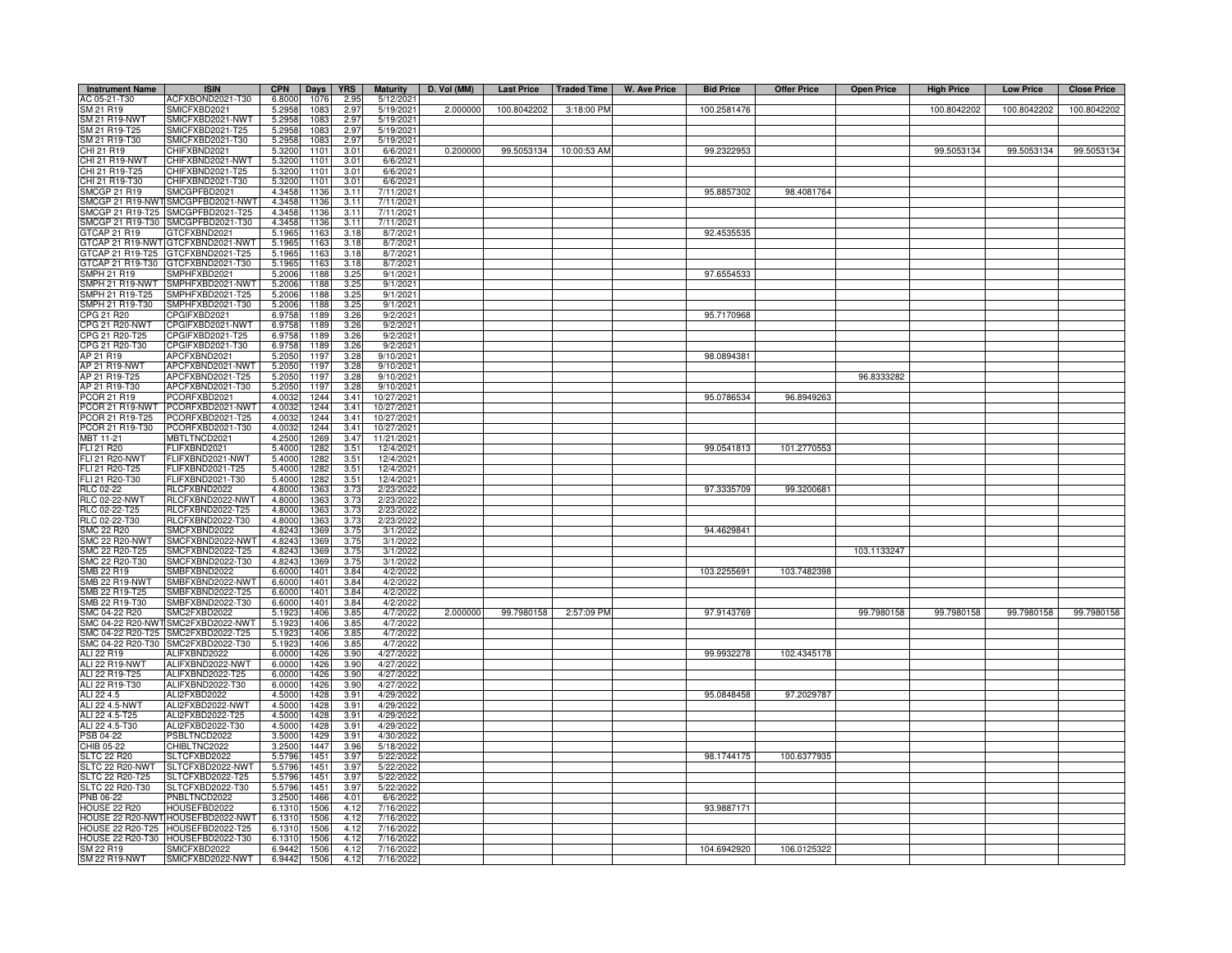| Instrument Name | ISIN | CPN | Days | YRS | Maturity | D. Vol (MM) | Last Price | Traded Time | W. Ave Price | Bid Price | Offer Price | Open Price | High Price | Low Price | Close Price |
|---|---|---|---|---|---|---|---|---|---|---|---|---|---|---|---|
| AC 05-21-T30 | ACFXBOND2021-T30 | 6.8000 | 1076 | 2.95 | 5/12/2021 | | | | | | | | | | |
| SM 21 R19 | SMICFXBD2021 | 5.2958 | 1083 | 2.97 | 5/19/2021 | 2.000000 | 100.8042202 | 3:18:00 PM | | 100.2581476 | | | 100.8042202 | 100.8042202 | 100.8042202 |
| SM 21 R19-NWT | SMICFXBD2021-NWT | 5.2958 | 1083 | 2.97 | 5/19/2021 | | | | | | | | | | |
| SM 21 R19-T25 | SMICFXBD2021-T25 | 5.2958 | 1083 | 2.97 | 5/19/2021 | | | | | | | | | | |
| SM 21 R19-T30 | SMICFXBD2021-T30 | 5.2958 | 1083 | 2.97 | 5/19/2021 | | | | | | | | | | |
| CHI 21 R19 | CHIFXBND2021 | 5.3200 | 1101 | 3.01 | 6/6/2021 | 0.200000 | 99.5053134 | 10:00:53 AM | | 99.2322953 | | | 99.5053134 | 99.5053134 | 99.5053134 |
| CHI 21 R19-NWT | CHIFXBND2021-NWT | 5.3200 | 1101 | 3.01 | 6/6/2021 | | | | | | | | | | |
| CHI 21 R19-T25 | CHIFXBND2021-T25 | 5.3200 | 1101 | 3.01 | 6/6/2021 | | | | | | | | | | |
| CHI 21 R19-T30 | CHIFXBND2021-T30 | 5.3200 | 1101 | 3.01 | 6/6/2021 | | | | | | | | | | |
| SMCGP 21 R19 | SMCGPFBD2021 | 4.3458 | 1136 | 3.11 | 7/11/2021 | | | | | 95.8857302 | 98.4081764 | | | | |
| SMCGP 21 R19-NWT | SMCGPFBD2021-NWT | 4.3458 | 1136 | 3.11 | 7/11/2021 | | | | | | | | | | |
| SMCGP 21 R19-T25 | SMCGPFBD2021-T25 | 4.3458 | 1136 | 3.11 | 7/11/2021 | | | | | | | | | | |
| SMCGP 21 R19-T30 | SMCGPFBD2021-T30 | 4.3458 | 1136 | 3.11 | 7/11/2021 | | | | | | | | | | |
| GTCAP 21 R19 | GTCFXBND2021 | 5.1965 | 1163 | 3.18 | 8/7/2021 | | | | | 92.4535535 | | | | | |
| GTCAP 21 R19-NWT | GTCFXBND2021-NWT | 5.1965 | 1163 | 3.18 | 8/7/2021 | | | | | | | | | | |
| GTCAP 21 R19-T25 | GTCFXBND2021-T25 | 5.1965 | 1163 | 3.18 | 8/7/2021 | | | | | | | | | | |
| GTCAP 21 R19-T30 | GTCFXBND2021-T30 | 5.1965 | 1163 | 3.18 | 8/7/2021 | | | | | | | | | | |
| SMPH 21 R19 | SMPHFXBD2021 | 5.2006 | 1188 | 3.25 | 9/1/2021 | | | | | 97.6554533 | | | | | |
| SMPH 21 R19-NWT | SMPHFXBD2021-NWT | 5.2006 | 1188 | 3.25 | 9/1/2021 | | | | | | | | | | |
| SMPH 21 R19-T25 | SMPHFXBD2021-T25 | 5.2006 | 1188 | 3.25 | 9/1/2021 | | | | | | | | | | |
| SMPH 21 R19-T30 | SMPHFXBD2021-T30 | 5.2006 | 1188 | 3.25 | 9/1/2021 | | | | | | | | | | |
| CPG 21 R20 | CPGIFXBD2021 | 6.9758 | 1189 | 3.26 | 9/2/2021 | | | | | 95.7170968 | | | | | |
| CPG 21 R20-NWT | CPGIFXBD2021-NWT | 6.9758 | 1189 | 3.26 | 9/2/2021 | | | | | | | | | | |
| CPG 21 R20-T25 | CPGIFXBD2021-T25 | 6.9758 | 1189 | 3.26 | 9/2/2021 | | | | | | | | | | |
| CPG 21 R20-T30 | CPGIFXBD2021-T30 | 6.9758 | 1189 | 3.26 | 9/2/2021 | | | | | | | | | | |
| AP 21 R19 | APCFXBND2021 | 5.2050 | 1197 | 3.28 | 9/10/2021 | | | | | 98.0894381 | | | | | |
| AP 21 R19-NWT | APCFXBND2021-NWT | 5.2050 | 1197 | 3.28 | 9/10/2021 | | | | | | | | | | |
| AP 21 R19-T25 | APCFXBND2021-T25 | 5.2050 | 1197 | 3.28 | 9/10/2021 | | | | | | | 96.8333282 | | | |
| AP 21 R19-T30 | APCFXBND2021-T30 | 5.2050 | 1197 | 3.28 | 9/10/2021 | | | | | | | | | | |
| PCOR 21 R19 | PCORFXBD2021 | 4.0032 | 1244 | 3.41 | 10/27/2021 | | | | | 95.0786534 | 96.8949263 | | | | |
| PCOR 21 R19-NWT | PCORFXBD2021-NWT | 4.0032 | 1244 | 3.41 | 10/27/2021 | | | | | | | | | | |
| PCOR 21 R19-T25 | PCORFXBD2021-T25 | 4.0032 | 1244 | 3.41 | 10/27/2021 | | | | | | | | | | |
| PCOR 21 R19-T30 | PCORFXBD2021-T30 | 4.0032 | 1244 | 3.41 | 10/27/2021 | | | | | | | | | | |
| MBT 11-21 | MBTLTNCD2021 | 4.2500 | 1269 | 3.47 | 11/21/2021 | | | | | | | | | | |
| FLI 21 R20 | FLIFXBND2021 | 5.4000 | 1282 | 3.51 | 12/4/2021 | | | | | 99.0541813 | 101.2770553 | | | | |
| FLI 21 R20-NWT | FLIFXBND2021-NWT | 5.4000 | 1282 | 3.51 | 12/4/2021 | | | | | | | | | | |
| FLI 21 R20-T25 | FLIFXBND2021-T25 | 5.4000 | 1282 | 3.51 | 12/4/2021 | | | | | | | | | | |
| FLI 21 R20-T30 | FLIFXBND2021-T30 | 5.4000 | 1282 | 3.51 | 12/4/2021 | | | | | | | | | | |
| RLC 02-22 | RLCFXBND2022 | 4.8000 | 1363 | 3.73 | 2/23/2022 | | | | | 97.3335709 | 99.3200681 | | | | |
| RLC 02-22-NWT | RLCFXBND2022-NWT | 4.8000 | 1363 | 3.73 | 2/23/2022 | | | | | | | | | | |
| RLC 02-22-T25 | RLCFXBND2022-T25 | 4.8000 | 1363 | 3.73 | 2/23/2022 | | | | | | | | | | |
| RLC 02-22-T30 | RLCFXBND2022-T30 | 4.8000 | 1363 | 3.73 | 2/23/2022 | | | | | | | | | | |
| SMC 22 R20 | SMCFXBND2022 | 4.8243 | 1369 | 3.75 | 3/1/2022 | | | | | 94.4629841 | | | | | |
| SMC 22 R20-NWT | SMCFXBND2022-NWT | 4.8243 | 1369 | 3.75 | 3/1/2022 | | | | | | | | | | |
| SMC 22 R20-T25 | SMCFXBND2022-T25 | 4.8243 | 1369 | 3.75 | 3/1/2022 | | | | | | | 103.1133247 | | | |
| SMC 22 R20-T30 | SMCFXBND2022-T30 | 4.8243 | 1369 | 3.75 | 3/1/2022 | | | | | | | | | | |
| SMB 22 R19 | SMBFXBND2022 | 6.6000 | 1401 | 3.84 | 4/2/2022 | | | | | 103.2255691 | 103.7482398 | | | | |
| SMB 22 R19-NWT | SMBFXBND2022-NWT | 6.6000 | 1401 | 3.84 | 4/2/2022 | | | | | | | | | | |
| SMB 22 R19-T25 | SMBFXBND2022-T25 | 6.6000 | 1401 | 3.84 | 4/2/2022 | | | | | | | | | | |
| SMB 22 R19-T30 | SMBFXBND2022-T30 | 6.6000 | 1401 | 3.84 | 4/2/2022 | | | | | | | | | | |
| SMC 04-22 R20 | SMC2FXBD2022 | 5.1923 | 1406 | 3.85 | 4/7/2022 | 2.000000 | 99.7980158 | 2:57:09 PM | | 97.9143769 | | 99.7980158 | 99.7980158 | 99.7980158 | 99.7980158 |
| SMC 04-22 R20-NWT | SMC2FXBD2022-NWT | 5.1923 | 1406 | 3.85 | 4/7/2022 | | | | | | | | | | |
| SMC 04-22 R20-T25 | SMC2FXBD2022-T25 | 5.1923 | 1406 | 3.85 | 4/7/2022 | | | | | | | | | | |
| SMC 04-22 R20-T30 | SMC2FXBD2022-T30 | 5.1923 | 1406 | 3.85 | 4/7/2022 | | | | | | | | | | |
| ALI 22 R19 | ALIFXBND2022 | 6.0000 | 1426 | 3.90 | 4/27/2022 | | | | | 99.9932278 | 102.4345178 | | | | |
| ALI 22 R19-NWT | ALIFXBND2022-NWT | 6.0000 | 1426 | 3.90 | 4/27/2022 | | | | | | | | | | |
| ALI 22 R19-T25 | ALIFXBND2022-T25 | 6.0000 | 1426 | 3.90 | 4/27/2022 | | | | | | | | | | |
| ALI 22 R19-T30 | ALIFXBND2022-T30 | 6.0000 | 1426 | 3.90 | 4/27/2022 | | | | | | | | | | |
| ALI 22 4.5 | ALI2FXBD2022 | 4.5000 | 1428 | 3.91 | 4/29/2022 | | | | | 95.0848458 | 97.2029787 | | | | |
| ALI 22 4.5-NWT | ALI2FXBD2022-NWT | 4.5000 | 1428 | 3.91 | 4/29/2022 | | | | | | | | | | |
| ALI 22 4.5-T25 | ALI2FXBD2022-T25 | 4.5000 | 1428 | 3.91 | 4/29/2022 | | | | | | | | | | |
| ALI 22 4.5-T30 | ALI2FXBD2022-T30 | 4.5000 | 1428 | 3.91 | 4/29/2022 | | | | | | | | | | |
| PSB 04-22 | PSBLTNCD2022 | 3.5000 | 1429 | 3.91 | 4/30/2022 | | | | | | | | | | |
| CHIB 05-22 | CHIBLTNC2022 | 3.2500 | 1447 | 3.96 | 5/18/2022 | | | | | | | | | | |
| SLTC 22 R20 | SLTCFXBD2022 | 5.5796 | 1451 | 3.97 | 5/22/2022 | | | | | 98.1744175 | 100.6377935 | | | | |
| SLTC 22 R20-NWT | SLTCFXBD2022-NWT | 5.5796 | 1451 | 3.97 | 5/22/2022 | | | | | | | | | | |
| SLTC 22 R20-T25 | SLTCFXBD2022-T25 | 5.5796 | 1451 | 3.97 | 5/22/2022 | | | | | | | | | | |
| SLTC 22 R20-T30 | SLTCFXBD2022-T30 | 5.5796 | 1451 | 3.97 | 5/22/2022 | | | | | | | | | | |
| PNB 06-22 | PNBLTNCD2022 | 3.2500 | 1466 | 4.01 | 6/6/2022 | | | | | | | | | | |
| HOUSE 22 R20 | HOUSEFBD2022 | 6.1310 | 1506 | 4.12 | 7/16/2022 | | | | | 93.9887171 | | | | | |
| HOUSE 22 R20-NWT | HOUSEFBD2022-NWT | 6.1310 | 1506 | 4.12 | 7/16/2022 | | | | | | | | | | |
| HOUSE 22 R20-T25 | HOUSEFBD2022-T25 | 6.1310 | 1506 | 4.12 | 7/16/2022 | | | | | | | | | | |
| HOUSE 22 R20-T30 | HOUSEFBD2022-T30 | 6.1310 | 1506 | 4.12 | 7/16/2022 | | | | | | | | | | |
| SM 22 R19 | SMICFXBD2022 | 6.9442 | 1506 | 4.12 | 7/16/2022 | | | | | 104.6942920 | 106.0125322 | | | | |
| SM 22 R19-NWT | SMICFXBD2022-NWT | 6.9442 | 1506 | 4.12 | 7/16/2022 | | | | | | | | | | |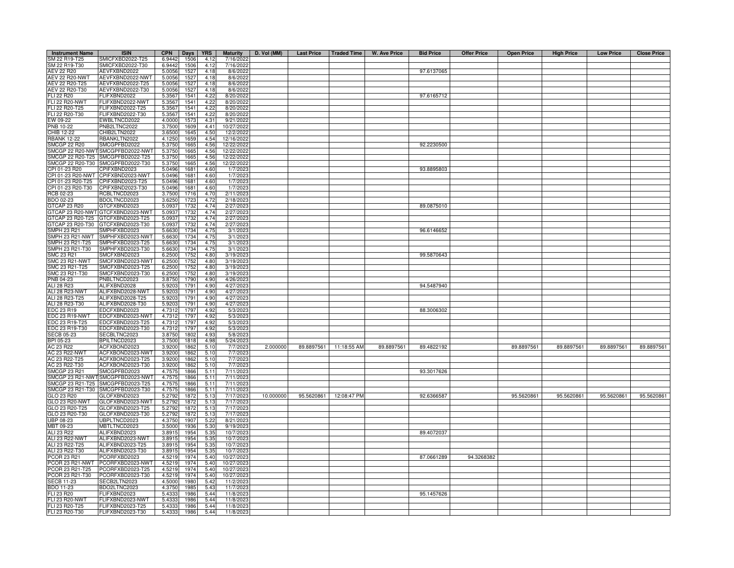| Instrument Name | ISIN | CPN | Days | YRS | Maturity | D. Vol (MM) | Last Price | Traded Time | W. Ave Price | Bid Price | Offer Price | Open Price | High Price | Low Price | Close Price |
|---|---|---|---|---|---|---|---|---|---|---|---|---|---|---|---|
| SM 22 R19-T25 | SMICFXBD2022-T25 | 6.9442 | 1506 | 4.12 | 7/16/2022 | | | | | | | | | | |
| SM 22 R19-T30 | SMICFXBD2022-T30 | 6.9442 | 1506 | 4.12 | 7/16/2022 | | | | | | | | | | |
| AEV 22 R20 | AEVFXBND2022 | 5.0056 | 1527 | 4.18 | 8/6/2022 | | | | | 97.6137065 | | | | | |
| AEV 22 R20-NWT | AEVFXBND2022-NWT | 5.0056 | 1527 | 4.18 | 8/6/2022 | | | | | | | | | | |
| AEV 22 R20-T25 | AEVFXBND2022-T25 | 5.0056 | 1527 | 4.18 | 8/6/2022 | | | | | | | | | | |
| AEV 22 R20-T30 | AEVFXBND2022-T30 | 5.0056 | 1527 | 4.18 | 8/6/2022 | | | | | | | | | | |
| FLI 22 R20 | FLIFXBND2022 | 5.3567 | 1541 | 4.22 | 8/20/2022 | | | | | 97.6165712 | | | | | |
| FLI 22 R20-NWT | FLIFXBND2022-NWT | 5.3567 | 1541 | 4.22 | 8/20/2022 | | | | | | | | | | |
| FLI 22 R20-T25 | FLIFXBND2022-T25 | 5.3567 | 1541 | 4.22 | 8/20/2022 | | | | | | | | | | |
| FLI 22 R20-T30 | FLIFXBND2022-T30 | 5.3567 | 1541 | 4.22 | 8/20/2022 | | | | | | | | | | |
| EW 09-22 | EWBLTNCD2022 | 4.0000 | 1573 | 4.31 | 9/21/2022 | | | | | | | | | | |
| PNB 10-22 | PNB2LTNC2022 | 3.7500 | 1609 | 4.41 | 10/27/2022 | | | | | | | | | | |
| CHIB 12-22 | CHIB2LTN2022 | 3.6500 | 1645 | 4.50 | 12/2/2022 | | | | | | | | | | |
| RBANK 12-22 | RBANKLTN2022 | 4.1250 | 1659 | 4.54 | 12/16/2022 | | | | | | | | | | |
| SMCGP 22 R20 | SMCGPFBD2022 | 5.3750 | 1665 | 4.56 | 12/22/2022 | | | | | 92.2230500 | | | | | |
| SMCGP 22 R20-NWT | SMCGPFBD2022-NWT | 5.3750 | 1665 | 4.56 | 12/22/2022 | | | | | | | | | | |
| SMCGP 22 R20-T25 | SMCGPFBD2022-T25 | 5.3750 | 1665 | 4.56 | 12/22/2022 | | | | | | | | | | |
| SMCGP 22 R20-T30 | SMCGPFBD2022-T30 | 5.3750 | 1665 | 4.56 | 12/22/2022 | | | | | | | | | | |
| CPI 01-23 R20 | CPIFXBND2023 | 5.0496 | 1681 | 4.60 | 1/7/2023 | | | | | 93.8895803 | | | | | |
| CPI 01-23 R20-NWT | CPIFXBND2023-NWT | 5.0496 | 1681 | 4.60 | 1/7/2023 | | | | | | | | | | |
| CPI 01-23 R20-T25 | CPIFXBND2023-T25 | 5.0496 | 1681 | 4.60 | 1/7/2023 | | | | | | | | | | |
| CPI 01-23 R20-T30 | CPIFXBND2023-T30 | 5.0496 | 1681 | 4.60 | 1/7/2023 | | | | | | | | | | |
| RCB 02-23 | RCBLTNCD2023 | 3.7500 | 1716 | 4.70 | 2/11/2023 | | | | | | | | | | |
| BDO 02-23 | BDOLTNCD2023 | 3.6250 | 1723 | 4.72 | 2/18/2023 | | | | | | | | | | |
| GTCAP 23 R20 | GTCFXBND2023 | 5.0937 | 1732 | 4.74 | 2/27/2023 | | | | | 89.0875010 | | | | | |
| GTCAP 23 R20-NWT | GTCFXBND2023-NWT | 5.0937 | 1732 | 4.74 | 2/27/2023 | | | | | | | | | | |
| GTCAP 23 R20-T25 | GTCFXBND2023-T25 | 5.0937 | 1732 | 4.74 | 2/27/2023 | | | | | | | | | | |
| GTCAP 23 R20-T30 | GTCFXBND2023-T30 | 5.0937 | 1732 | 4.74 | 2/27/2023 | | | | | | | | | | |
| SMPH 23 R21 | SMPHFXBD2023 | 5.6630 | 1734 | 4.75 | 3/1/2023 | | | | | 96.6146652 | | | | | |
| SMPH 23 R21-NWT | SMPHFXBD2023-NWT | 5.6630 | 1734 | 4.75 | 3/1/2023 | | | | | | | | | | |
| SMPH 23 R21-T25 | SMPHFXBD2023-T25 | 5.6630 | 1734 | 4.75 | 3/1/2023 | | | | | | | | | | |
| SMPH 23 R21-T30 | SMPHFXBD2023-T30 | 5.6630 | 1734 | 4.75 | 3/1/2023 | | | | | | | | | | |
| SMC 23 R21 | SMCFXBND2023 | 6.2500 | 1752 | 4.80 | 3/19/2023 | | | | | 99.5870643 | | | | | |
| SMC 23 R21-NWT | SMCFXBND2023-NWT | 6.2500 | 1752 | 4.80 | 3/19/2023 | | | | | | | | | | |
| SMC 23 R21-T25 | SMCFXBND2023-T25 | 6.2500 | 1752 | 4.80 | 3/19/2023 | | | | | | | | | | |
| SMC 23 R21-T30 | SMCFXBND2023-T30 | 6.2500 | 1752 | 4.80 | 3/19/2023 | | | | | | | | | | |
| PNB 04-23 | PNBLTNCD2023 | 3.8750 | 1790 | 4.90 | 4/26/2023 | | | | | | | | | | |
| ALI 28 R23 | ALIFXBND2028 | 5.9203 | 1791 | 4.90 | 4/27/2023 | | | | | 94.5487940 | | | | | |
| ALI 28 R23-NWT | ALIFXBND2028-NWT | 5.9203 | 1791 | 4.90 | 4/27/2023 | | | | | | | | | | |
| ALI 28 R23-T25 | ALIFXBND2028-T25 | 5.9203 | 1791 | 4.90 | 4/27/2023 | | | | | | | | | | |
| ALI 28 R23-T30 | ALIFXBND2028-T30 | 5.9203 | 1791 | 4.90 | 4/27/2023 | | | | | | | | | | |
| EDC 23 R19 | EDCFXBND2023 | 4.7312 | 1797 | 4.92 | 5/3/2023 | | | | | 88.3006302 | | | | | |
| EDC 23 R19-NWT | EDCFXBND2023-NWT | 4.7312 | 1797 | 4.92 | 5/3/2023 | | | | | | | | | | |
| EDC 23 R19-T25 | EDCFXBND2023-T25 | 4.7312 | 1797 | 4.92 | 5/3/2023 | | | | | | | | | | |
| EDC 23 R19-T30 | EDCFXBND2023-T30 | 4.7312 | 1797 | 4.92 | 5/3/2023 | | | | | | | | | | |
| SECB 05-23 | SECBLTNC2023 | 3.8750 | 1802 | 4.93 | 5/8/2023 | | | | | | | | | | |
| BPI 05-23 | BPILTNCD2023 | 3.7500 | 1818 | 4.98 | 5/24/2023 | | | | | | | | | | |
| AC 23 R22 | ACFXBOND2023 | 3.9200 | 1862 | 5.10 | 7/7/2023 | 2.000000 | 89.8897561 | 11:18:55 AM | 89.8897561 | 89.4822192 | | 89.8897561 | 89.8897561 | 89.8897561 | 89.8897561 |
| AC 23 R22-NWT | ACFXBOND2023-NWT | 3.9200 | 1862 | 5.10 | 7/7/2023 | | | | | | | | | | |
| AC 23 R22-T25 | ACFXBOND2023-T25 | 3.9200 | 1862 | 5.10 | 7/7/2023 | | | | | | | | | | |
| AC 23 R22-T30 | ACFXBOND2023-T30 | 3.9200 | 1862 | 5.10 | 7/7/2023 | | | | | | | | | | |
| SMCGP 23 R21 | SMCGPFBD2023 | 4.7575 | 1866 | 5.11 | 7/11/2023 | | | | | 93.3017626 | | | | | |
| SMCGP 23 R21-NWT | SMCGPFBD2023-NWT | 4.7575 | 1866 | 5.11 | 7/11/2023 | | | | | | | | | | |
| SMCGP 23 R21-T25 | SMCGPFBD2023-T25 | 4.7575 | 1866 | 5.11 | 7/11/2023 | | | | | | | | | | |
| SMCGP 23 R21-T30 | SMCGPFBD2023-T30 | 4.7575 | 1866 | 5.11 | 7/11/2023 | | | | | | | | | | |
| GLO 23 R20 | GLOFXBND2023 | 5.2792 | 1872 | 5.13 | 7/17/2023 | 10.000000 | 95.5620861 | 12:08:47 PM | | 92.6366587 | | 95.5620861 | 95.5620861 | 95.5620861 | 95.5620861 |
| GLO 23 R20-NWT | GLOFXBND2023-NWT | 5.2792 | 1872 | 5.13 | 7/17/2023 | | | | | | | | | | |
| GLO 23 R20-T25 | GLOFXBND2023-T25 | 5.2792 | 1872 | 5.13 | 7/17/2023 | | | | | | | | | | |
| GLO 23 R20-T30 | GLOFXBND2023-T30 | 5.2792 | 1872 | 5.13 | 7/17/2023 | | | | | | | | | | |
| UBP 08-23 | UBPLTNCD2023 | 4.3750 | 1907 | 5.22 | 8/21/2023 | | | | | | | | | | |
| MBT 09-23 | MBTLTNCD2023 | 3.5000 | 1936 | 5.30 | 9/19/2023 | | | | | | | | | | |
| ALI 23 R22 | ALIFXBND2023 | 3.8915 | 1954 | 5.35 | 10/7/2023 | | | | | 89.4072037 | | | | | |
| ALI 23 R22-NWT | ALIFXBND2023-NWT | 3.8915 | 1954 | 5.35 | 10/7/2023 | | | | | | | | | | |
| ALI 23 R22-T25 | ALIFXBND2023-T25 | 3.8915 | 1954 | 5.35 | 10/7/2023 | | | | | | | | | | |
| ALI 23 R22-T30 | ALIFXBND2023-T30 | 3.8915 | 1954 | 5.35 | 10/7/2023 | | | | | | | | | | |
| PCOR 23 R21 | PCORFXBD2023 | 4.5219 | 1974 | 5.40 | 10/27/2023 | | | | | 87.0661289 | 94.3268382 | | | | |
| PCOR 23 R21-NWT | PCORFXBD2023-NWT | 4.5219 | 1974 | 5.40 | 10/27/2023 | | | | | | | | | | |
| PCOR 23 R21-T25 | PCORFXBD2023-T25 | 4.5219 | 1974 | 5.40 | 10/27/2023 | | | | | | | | | | |
| PCOR 23 R21-T30 | PCORFXBD2023-T30 | 4.5219 | 1974 | 5.40 | 10/27/2023 | | | | | | | | | | |
| SECB 11-23 | SECB2LTN2023 | 4.5000 | 1980 | 5.42 | 11/2/2023 | | | | | | | | | | |
| BDO 11-23 | BDO2LTNC2023 | 4.3750 | 1985 | 5.43 | 11/7/2023 | | | | | | | | | | |
| FLI 23 R20 | FLIFXBND2023 | 5.4333 | 1986 | 5.44 | 11/8/2023 | | | | | 95.1457626 | | | | | |
| FLI 23 R20-NWT | FLIFXBND2023-NWT | 5.4333 | 1986 | 5.44 | 11/8/2023 | | | | | | | | | | |
| FLI 23 R20-T25 | FLIFXBND2023-T25 | 5.4333 | 1986 | 5.44 | 11/8/2023 | | | | | | | | | | |
| FLI 23 R20-T30 | FLIFXBND2023-T30 | 5.4333 | 1986 | 5.44 | 11/8/2023 | | | | | | | | | | |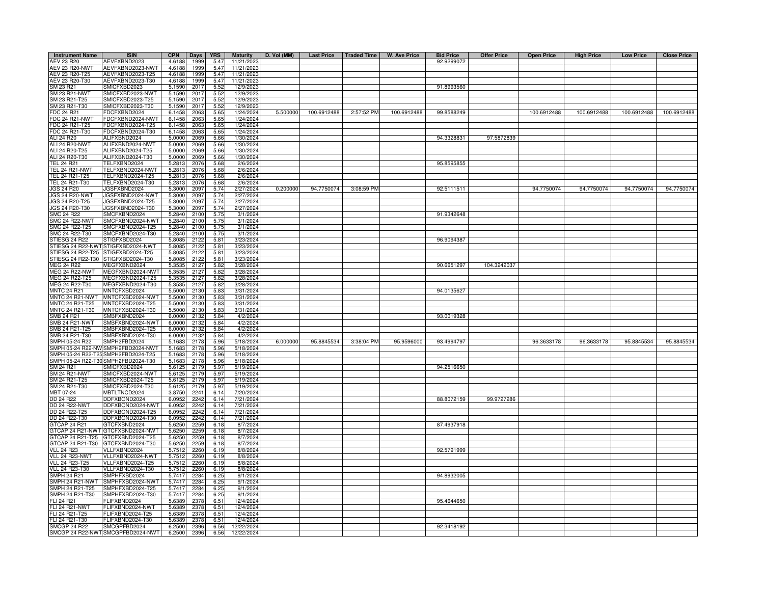| Instrument Name | ISIN | CPN | Days | YRS | Maturity | D. Vol (MM) | Last Price | Traded Time | W. Ave Price | Bid Price | Offer Price | Open Price | High Price | Low Price | Close Price |
|---|---|---|---|---|---|---|---|---|---|---|---|---|---|---|---|
| AEV 23 R20 | AEVFXBND2023 | 4.6188 | 1999 | 5.47 | 11/21/2023 | | | | | 92.9299072 | | | | | |
| AEV 23 R20-NWT | AEVFXBND2023-NWT | 4.6188 | 1999 | 5.47 | 11/21/2023 | | | | | | | | | | |
| AEV 23 R20-T25 | AEVFXBND2023-T25 | 4.6188 | 1999 | 5.47 | 11/21/2023 | | | | | | | | | | |
| AEV 23 R20-T30 | AEVFXBND2023-T30 | 4.6188 | 1999 | 5.47 | 11/21/2023 | | | | | | | | | | |
| SM 23 R21 | SMICFXBD2023 | 5.1590 | 2017 | 5.52 | 12/9/2023 | | | | | 91.8993560 | | | | | |
| SM 23 R21-NWT | SMICFXBD2023-NWT | 5.1590 | 2017 | 5.52 | 12/9/2023 | | | | | | | | | | |
| SM 23 R21-T25 | SMICFXBD2023-T25 | 5.1590 | 2017 | 5.52 | 12/9/2023 | | | | | | | | | | |
| SM 23 R21-T30 | SMICFXBD2023-T30 | 5.1590 | 2017 | 5.52 | 12/9/2023 | | | | | | | | | | |
| FDC 24 R21 | FDCFXBND2024 | 6.1458 | 2063 | 5.65 | 1/24/2024 | 5.500000 | 100.6912488 | 2:57:52 PM | 100.6912488 | 99.8588249 | | 100.6912488 | 100.6912488 | 100.6912488 | 100.6912488 |
| FDC 24 R21-NWT | FDCFXBND2024-NWT | 6.1458 | 2063 | 5.65 | 1/24/2024 | | | | | | | | | | |
| FDC 24 R21-T25 | FDCFXBND2024-T25 | 6.1458 | 2063 | 5.65 | 1/24/2024 | | | | | | | | | | |
| FDC 24 R21-T30 | FDCFXBND2024-T30 | 6.1458 | 2063 | 5.65 | 1/24/2024 | | | | | | | | | | |
| ALI 24 R20 | ALIFXBND2024 | 5.0000 | 2069 | 5.66 | 1/30/2024 | | | | | 94.3328831 | 97.5872839 | | | | |
| ALI 24 R20-NWT | ALIFXBND2024-NWT | 5.0000 | 2069 | 5.66 | 1/30/2024 | | | | | | | | | | |
| ALI 24 R20-T25 | ALIFXBND2024-T25 | 5.0000 | 2069 | 5.66 | 1/30/2024 | | | | | | | | | | |
| ALI 24 R20-T30 | ALIFXBND2024-T30 | 5.0000 | 2069 | 5.66 | 1/30/2024 | | | | | | | | | | |
| TEL 24 R21 | TELFXBND2024 | 5.2813 | 2076 | 5.68 | 2/6/2024 | | | | | 95.8595855 | | | | | |
| TEL 24 R21-NWT | TELFXBND2024-NWT | 5.2813 | 2076 | 5.68 | 2/6/2024 | | | | | | | | | | |
| TEL 24 R21-T25 | TELFXBND2024-T25 | 5.2813 | 2076 | 5.68 | 2/6/2024 | | | | | | | | | | |
| TEL 24 R21-T30 | TELFXBND2024-T30 | 5.2813 | 2076 | 5.68 | 2/6/2024 | | | | | | | | | | |
| JGS 24 R20 | JGSFXBND2024 | 5.3000 | 2097 | 5.74 | 2/27/2024 | 0.200000 | 94.7750074 | 3:08:59 PM | | 92.5111511 | | 94.7750074 | 94.7750074 | 94.7750074 | 94.7750074 |
| JGS 24 R20-NWT | JGSFXBND2024-NWT | 5.3000 | 2097 | 5.74 | 2/27/2024 | | | | | | | | | | |
| JGS 24 R20-T25 | JGSFXBND2024-T25 | 5.3000 | 2097 | 5.74 | 2/27/2024 | | | | | | | | | | |
| JGS 24 R20-T30 | JGSFXBND2024-T30 | 5.3000 | 2097 | 5.74 | 2/27/2024 | | | | | | | | | | |
| SMC 24 R22 | SMCFXBND2024 | 5.2840 | 2100 | 5.75 | 3/1/2024 | | | | | 91.9342648 | | | | | |
| SMC 24 R22-NWT | SMCFXBND2024-NWT | 5.2840 | 2100 | 5.75 | 3/1/2024 | | | | | | | | | | |
| SMC 24 R22-T25 | SMCFXBND2024-T25 | 5.2840 | 2100 | 5.75 | 3/1/2024 | | | | | | | | | | |
| SMC 24 R22-T30 | SMCFXBND2024-T30 | 5.2840 | 2100 | 5.75 | 3/1/2024 | | | | | | | | | | |
| STIESG 24 R22 | STIGFXBD2024 | 5.8085 | 2122 | 5.81 | 3/23/2024 | | | | | 96.9094387 | | | | | |
| STIESG 24 R22-NWT | STIGFXBD2024-NWT | 5.8085 | 2122 | 5.81 | 3/23/2024 | | | | | | | | | | |
| STIESG 24 R22-T25 | STIGFXBD2024-T25 | 5.8085 | 2122 | 5.81 | 3/23/2024 | | | | | | | | | | |
| STIESG 24 R22-T30 | STIGFXBD2024-T30 | 5.8085 | 2122 | 5.81 | 3/23/2024 | | | | | | | | | | |
| MEG 24 R22 | MEGFXBND2024 | 5.3535 | 2127 | 5.82 | 3/28/2024 | | | | | 90.6651297 | 104.3242037 | | | | |
| MEG 24 R22-NWT | MEGFXBND2024-NWT | 5.3535 | 2127 | 5.82 | 3/28/2024 | | | | | | | | | | |
| MEG 24 R22-T25 | MEGFXBND2024-T25 | 5.3535 | 2127 | 5.82 | 3/28/2024 | | | | | | | | | | |
| MEG 24 R22-T30 | MEGFXBND2024-T30 | 5.3535 | 2127 | 5.82 | 3/28/2024 | | | | | | | | | | |
| MNTC 24 R21 | MNTCFXBD2024 | 5.5000 | 2130 | 5.83 | 3/31/2024 | | | | | 94.0135627 | | | | | |
| MNTC 24 R21-NWT | MNTCFXBD2024-NWT | 5.5000 | 2130 | 5.83 | 3/31/2024 | | | | | | | | | | |
| MNTC 24 R21-T25 | MNTCFXBD2024-T25 | 5.5000 | 2130 | 5.83 | 3/31/2024 | | | | | | | | | | |
| MNTC 24 R21-T30 | MNTCFXBD2024-T30 | 5.5000 | 2130 | 5.83 | 3/31/2024 | | | | | | | | | | |
| SMB 24 R21 | SMBFXBND2024 | 6.0000 | 2132 | 5.84 | 4/2/2024 | | | | | 93.0019328 | | | | | |
| SMB 24 R21-NWT | SMBFXBND2024-NWT | 6.0000 | 2132 | 5.84 | 4/2/2024 | | | | | | | | | | |
| SMB 24 R21-T25 | SMBFXBND2024-T25 | 6.0000 | 2132 | 5.84 | 4/2/2024 | | | | | | | | | | |
| SMB 24 R21-T30 | SMBFXBND2024-T30 | 6.0000 | 2132 | 5.84 | 4/2/2024 | | | | | | | | | | |
| SMPH 05-24 R22 | SMPH2FBD2024 | 5.1683 | 2178 | 5.96 | 5/18/2024 | 6.000000 | 95.8845534 | 3:38:04 PM | 95.9596000 | 93.4994797 | | 96.3633178 | 96.3633178 | 95.8845534 | 95.8845534 |
| SMPH 05-24 R22-NWT | SMPH2FBD2024-NWT | 5.1683 | 2178 | 5.96 | 5/18/2024 | | | | | | | | | | |
| SMPH 05-24 R22-T25 | SMPH2FBD2024-T25 | 5.1683 | 2178 | 5.96 | 5/18/2024 | | | | | | | | | | |
| SMPH 05-24 R22-T30 | SMPH2FBD2024-T30 | 5.1683 | 2178 | 5.96 | 5/18/2024 | | | | | | | | | | |
| SM 24 R21 | SMICFXBD2024 | 5.6125 | 2179 | 5.97 | 5/19/2024 | | | | | 94.2516650 | | | | | |
| SM 24 R21-NWT | SMICFXBD2024-NWT | 5.6125 | 2179 | 5.97 | 5/19/2024 | | | | | | | | | | |
| SM 24 R21-T25 | SMICFXBD2024-T25 | 5.6125 | 2179 | 5.97 | 5/19/2024 | | | | | | | | | | |
| SM 24 R21-T30 | SMICFXBD2024-T30 | 5.6125 | 2179 | 5.97 | 5/19/2024 | | | | | | | | | | |
| MBT 07-24 | MBTLTNCD2024 | 3.8750 | 2241 | 6.14 | 7/20/2024 | | | | | | | | | | |
| DD 24 R22 | DDFXBOND2024 | 6.0952 | 2242 | 6.14 | 7/21/2024 | | | | | 88.8072159 | 99.9727286 | | | | |
| DD 24 R22-NWT | DDFXBOND2024-NWT | 6.0952 | 2242 | 6.14 | 7/21/2024 | | | | | | | | | | |
| DD 24 R22-T25 | DDFXBOND2024-T25 | 6.0952 | 2242 | 6.14 | 7/21/2024 | | | | | | | | | | |
| DD 24 R22-T30 | DDFXBOND2024-T30 | 6.0952 | 2242 | 6.14 | 7/21/2024 | | | | | | | | | | |
| GTCAP 24 R21 | GTCFXBND2024 | 5.6250 | 2259 | 6.18 | 8/7/2024 | | | | | 87.4937918 | | | | | |
| GTCAP 24 R21-NWT | GTCFXBND2024-NWT | 5.6250 | 2259 | 6.18 | 8/7/2024 | | | | | | | | | | |
| GTCAP 24 R21-T25 | GTCFXBND2024-T25 | 5.6250 | 2259 | 6.18 | 8/7/2024 | | | | | | | | | | |
| GTCAP 24 R21-T30 | GTCFXBND2024-T30 | 5.6250 | 2259 | 6.18 | 8/7/2024 | | | | | | | | | | |
| VLL 24 R23 | VLLFXBND2024 | 5.7512 | 2260 | 6.19 | 8/8/2024 | | | | | 92.5791999 | | | | | |
| VLL 24 R23-NWT | VLLFXBND2024-NWT | 5.7512 | 2260 | 6.19 | 8/8/2024 | | | | | | | | | | |
| VLL 24 R23-T25 | VLLFXBND2024-T25 | 5.7512 | 2260 | 6.19 | 8/8/2024 | | | | | | | | | | |
| VLL 24 R23-T30 | VLLFXBND2024-T30 | 5.7512 | 2260 | 6.19 | 8/8/2024 | | | | | | | | | | |
| SMPH 24 R21 | SMPHFXBD2024 | 5.7417 | 2284 | 6.25 | 9/1/2024 | | | | | 94.8932005 | | | | | |
| SMPH 24 R21-NWT | SMPHFXBD2024-NWT | 5.7417 | 2284 | 6.25 | 9/1/2024 | | | | | | | | | | |
| SMPH 24 R21-T25 | SMPHFXBD2024-T25 | 5.7417 | 2284 | 6.25 | 9/1/2024 | | | | | | | | | | |
| SMPH 24 R21-T30 | SMPHFXBD2024-T30 | 5.7417 | 2284 | 6.25 | 9/1/2024 | | | | | | | | | | |
| FLI 24 R21 | FLIFXBND2024 | 5.6389 | 2378 | 6.51 | 12/4/2024 | | | | | 95.4644650 | | | | | |
| FLI 24 R21-NWT | FLIFXBND2024-NWT | 5.6389 | 2378 | 6.51 | 12/4/2024 | | | | | | | | | | |
| FLI 24 R21-T25 | FLIFXBND2024-T25 | 5.6389 | 2378 | 6.51 | 12/4/2024 | | | | | | | | | | |
| FLI 24 R21-T30 | FLIFXBND2024-T30 | 5.6389 | 2378 | 6.51 | 12/4/2024 | | | | | | | | | | |
| SMCGP 24 R22 | SMCGPFBD2024 | 6.2500 | 2396 | 6.56 | 12/22/2024 | | | | | 92.3418192 | | | | | |
| SMCGP 24 R22-NWT | SMCGPFBD2024-NWT | 6.2500 | 2396 | 6.56 | 12/22/2024 | | | | | | | | | | |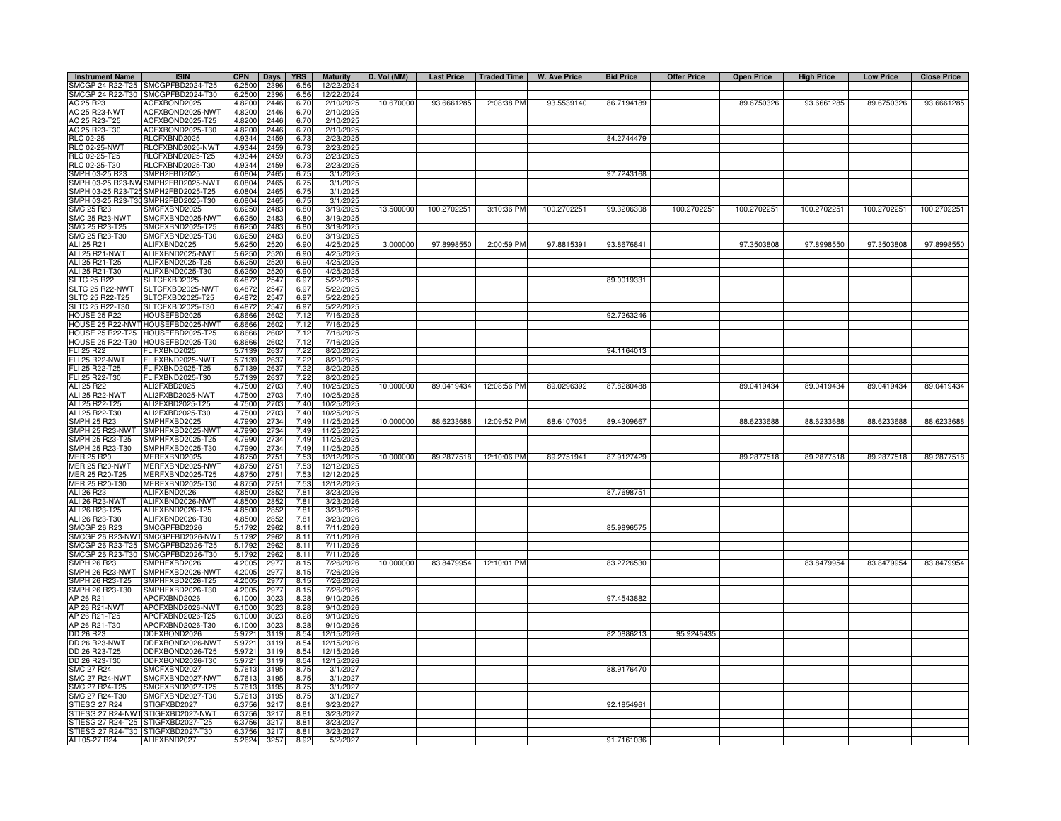| Instrument Name | ISIN | CPN | Days | YRS | Maturity | D. Vol (MM) | Last Price | Traded Time | W. Ave Price | Bid Price | Offer Price | Open Price | High Price | Low Price | Close Price |
|---|---|---|---|---|---|---|---|---|---|---|---|---|---|---|---|
| SMCGP 24 R22-T25 | SMCGPFBD2024-T25 | 6.2500 | 2396 | 6.56 | 12/22/2024 | | | | | | | | | | |
| SMCGP 24 R22-T30 | SMCGPFBD2024-T30 | 6.2500 | 2396 | 6.56 | 12/22/2024 | | | | | | | | | | |
| AC 25 R23 | ACFXBOND2025 | 4.8200 | 2446 | 6.70 | 2/10/2025 | 10.670000 | 93.6661285 | 2:08:38 PM | 93.5539140 | 86.7194189 | | 89.6750326 | 93.6661285 | 89.6750326 | 93.6661285 |
| AC 25 R23-NWT | ACFXBOND2025-NWT | 4.8200 | 2446 | 6.70 | 2/10/2025 | | | | | | | | | | |
| AC 25 R23-T25 | ACFXBOND2025-T25 | 4.8200 | 2446 | 6.70 | 2/10/2025 | | | | | | | | | | |
| AC 25 R23-T30 | ACFXBOND2025-T30 | 4.8200 | 2446 | 6.70 | 2/10/2025 | | | | | | | | | | |
| RLC 02-25 | RLCFXBND2025 | 4.9344 | 2459 | 6.73 | 2/23/2025 | | | | | 84.2744479 | | | | | |
| RLC 02-25-NWT | RLCFXBND2025-NWT | 4.9344 | 2459 | 6.73 | 2/23/2025 | | | | | | | | | | |
| RLC 02-25-T25 | RLCFXBND2025-T25 | 4.9344 | 2459 | 6.73 | 2/23/2025 | | | | | | | | | | |
| RLC 02-25-T30 | RLCFXBND2025-T30 | 4.9344 | 2459 | 6.73 | 2/23/2025 | | | | | | | | | | |
| SMPH 03-25 R23 | SMPH2FBD2025 | 6.0804 | 2465 | 6.75 | 3/1/2025 | | | | | 97.7243168 | | | | | |
| SMPH 03-25 R23-NWT | SMPH2FBD2025-NWT | 6.0804 | 2465 | 6.75 | 3/1/2025 | | | | | | | | | | |
| SMPH 03-25 R23-T25 | SMPH2FBD2025-T25 | 6.0804 | 2465 | 6.75 | 3/1/2025 | | | | | | | | | | |
| SMPH 03-25 R23-T30 | SMPH2FBD2025-T30 | 6.0804 | 2465 | 6.75 | 3/1/2025 | | | | | | | | | | |
| SMC 25 R23 | SMCFXBND2025 | 6.6250 | 2483 | 6.80 | 3/19/2025 | 13.500000 | 100.2702251 | 3:10:36 PM | 100.2702251 | 99.3206308 | 100.2702251 | 100.2702251 | 100.2702251 | 100.2702251 | 100.2702251 |
| SMC 25 R23-NWT | SMCFXBND2025-NWT | 6.6250 | 2483 | 6.80 | 3/19/2025 | | | | | | | | | | |
| SMC 25 R23-T25 | SMCFXBND2025-T25 | 6.6250 | 2483 | 6.80 | 3/19/2025 | | | | | | | | | | |
| SMC 25 R23-T30 | SMCFXBND2025-T30 | 6.6250 | 2483 | 6.80 | 3/19/2025 | | | | | | | | | | |
| ALI 25 R21 | ALIFXBND2025 | 5.6250 | 2520 | 6.90 | 4/25/2025 | 3.000000 | 97.8998550 | 2:00:59 PM | 97.8815391 | 93.8676841 | | 97.3503808 | 97.8998550 | 97.3503808 | 97.8998550 |
| ALI 25 R21-NWT | ALIFXBND2025-NWT | 5.6250 | 2520 | 6.90 | 4/25/2025 | | | | | | | | | | |
| ALI 25 R21-T25 | ALIFXBND2025-T25 | 5.6250 | 2520 | 6.90 | 4/25/2025 | | | | | | | | | | |
| ALI 25 R21-T30 | ALIFXBND2025-T30 | 5.6250 | 2520 | 6.90 | 4/25/2025 | | | | | | | | | | |
| SLTC 25 R22 | SLTCFXBD2025 | 6.4872 | 2547 | 6.97 | 5/22/2025 | | | | | 89.0019331 | | | | | |
| SLTC 25 R22-NWT | SLTCFXBD2025-NWT | 6.4872 | 2547 | 6.97 | 5/22/2025 | | | | | | | | | | |
| SLTC 25 R22-T25 | SLTCFXBD2025-T25 | 6.4872 | 2547 | 6.97 | 5/22/2025 | | | | | | | | | | |
| SLTC 25 R22-T30 | SLTCFXBD2025-T30 | 6.4872 | 2547 | 6.97 | 5/22/2025 | | | | | | | | | | |
| HOUSE 25 R22 | HOUSEFBD2025 | 6.8666 | 2602 | 7.12 | 7/16/2025 | | | | | 92.7263246 | | | | | |
| HOUSE 25 R22-NWT | HOUSEFBD2025-NWT | 6.8666 | 2602 | 7.12 | 7/16/2025 | | | | | | | | | | |
| HOUSE 25 R22-T25 | HOUSEFBD2025-T25 | 6.8666 | 2602 | 7.12 | 7/16/2025 | | | | | | | | | | |
| HOUSE 25 R22-T30 | HOUSEFBD2025-T30 | 6.8666 | 2602 | 7.12 | 7/16/2025 | | | | | | | | | | |
| FLI 25 R22 | FLIFXBND2025 | 5.7139 | 2637 | 7.22 | 8/20/2025 | | | | | 94.1164013 | | | | | |
| FLI 25 R22-NWT | FLIFXBND2025-NWT | 5.7139 | 2637 | 7.22 | 8/20/2025 | | | | | | | | | | |
| FLI 25 R22-T25 | FLIFXBND2025-T25 | 5.7139 | 2637 | 7.22 | 8/20/2025 | | | | | | | | | | |
| FLI 25 R22-T30 | FLIFXBND2025-T30 | 5.7139 | 2637 | 7.22 | 8/20/2025 | | | | | | | | | | |
| ALI 25 R22 | ALI2FXBD2025 | 4.7500 | 2703 | 7.40 | 10/25/2025 | 10.000000 | 89.0419434 | 12:08:56 PM | 89.0296392 | 87.8280488 | | 89.0419434 | 89.0419434 | 89.0419434 | 89.0419434 |
| ALI 25 R22-NWT | ALI2FXBD2025-NWT | 4.7500 | 2703 | 7.40 | 10/25/2025 | | | | | | | | | | |
| ALI 25 R22-T25 | ALI2FXBD2025-T25 | 4.7500 | 2703 | 7.40 | 10/25/2025 | | | | | | | | | | |
| ALI 25 R22-T30 | ALI2FXBD2025-T30 | 4.7500 | 2703 | 7.40 | 10/25/2025 | | | | | | | | | | |
| SMPH 25 R23 | SMPHFXBD2025 | 4.7990 | 2734 | 7.49 | 11/25/2025 | 10.000000 | 88.6233688 | 12:09:52 PM | 88.6107035 | 89.4309667 | | 88.6233688 | 88.6233688 | 88.6233688 | 88.6233688 |
| SMPH 25 R23-NWT | SMPHFXBD2025-NWT | 4.7990 | 2734 | 7.49 | 11/25/2025 | | | | | | | | | | |
| SMPH 25 R23-T25 | SMPHFXBD2025-T25 | 4.7990 | 2734 | 7.49 | 11/25/2025 | | | | | | | | | | |
| SMPH 25 R23-T30 | SMPHFXBD2025-T30 | 4.7990 | 2734 | 7.49 | 11/25/2025 | | | | | | | | | | |
| MER 25 R20 | MERFXBND2025 | 4.8750 | 2751 | 7.53 | 12/12/2025 | 10.000000 | 89.2877518 | 12:10:06 PM | 89.2751941 | 87.9127429 | | 89.2877518 | 89.2877518 | 89.2877518 | 89.2877518 |
| MER 25 R20-NWT | MERFXBND2025-NWT | 4.8750 | 2751 | 7.53 | 12/12/2025 | | | | | | | | | | |
| MER 25 R20-T25 | MERFXBND2025-T25 | 4.8750 | 2751 | 7.53 | 12/12/2025 | | | | | | | | | | |
| MER 25 R20-T30 | MERFXBND2025-T30 | 4.8750 | 2751 | 7.53 | 12/12/2025 | | | | | | | | | | |
| ALI 26 R23 | ALIFXBND2026 | 4.8500 | 2852 | 7.81 | 3/23/2026 | | | | | 87.7698751 | | | | | |
| ALI 26 R23-NWT | ALIFXBND2026-NWT | 4.8500 | 2852 | 7.81 | 3/23/2026 | | | | | | | | | | |
| ALI 26 R23-T25 | ALIFXBND2026-T25 | 4.8500 | 2852 | 7.81 | 3/23/2026 | | | | | | | | | | |
| ALI 26 R23-T30 | ALIFXBND2026-T30 | 4.8500 | 2852 | 7.81 | 3/23/2026 | | | | | | | | | | |
| SMCGP 26 R23 | SMCGPFBD2026 | 5.1792 | 2962 | 8.11 | 7/11/2026 | | | | | 85.9896575 | | | | | |
| SMCGP 26 R23-NWT | SMCGPFBD2026-NWT | 5.1792 | 2962 | 8.11 | 7/11/2026 | | | | | | | | | | |
| SMCGP 26 R23-T25 | SMCGPFBD2026-T25 | 5.1792 | 2962 | 8.11 | 7/11/2026 | | | | | | | | | | |
| SMCGP 26 R23-T30 | SMCGPFBD2026-T30 | 5.1792 | 2962 | 8.11 | 7/11/2026 | | | | | | | | | | |
| SMPH 26 R23 | SMPHFXBD2026 | 4.2005 | 2977 | 8.15 | 7/26/2026 | 10.000000 | 83.8479954 | 12:10:01 PM | | 83.2726530 | | | 83.8479954 | 83.8479954 | 83.8479954 |
| SMPH 26 R23-NWT | SMPHFXBD2026-NWT | 4.2005 | 2977 | 8.15 | 7/26/2026 | | | | | | | | | | |
| SMPH 26 R23-T25 | SMPHFXBD2026-T25 | 4.2005 | 2977 | 8.15 | 7/26/2026 | | | | | | | | | | |
| SMPH 26 R23-T30 | SMPHFXBD2026-T30 | 4.2005 | 2977 | 8.15 | 7/26/2026 | | | | | | | | | | |
| AP 26 R21 | APCFXBND2026 | 6.1000 | 3023 | 8.28 | 9/10/2026 | | | | | 97.4543882 | | | | | |
| AP 26 R21-NWT | APCFXBND2026-NWT | 6.1000 | 3023 | 8.28 | 9/10/2026 | | | | | | | | | | |
| AP 26 R21-T25 | APCFXBND2026-T25 | 6.1000 | 3023 | 8.28 | 9/10/2026 | | | | | | | | | | |
| AP 26 R21-T30 | APCFXBND2026-T30 | 6.1000 | 3023 | 8.28 | 9/10/2026 | | | | | | | | | | |
| DD 26 R23 | DDFXBOND2026 | 5.9721 | 3119 | 8.54 | 12/15/2026 | | | | | 82.0886213 | 95.9246435 | | | | |
| DD 26 R23-NWT | DDFXBOND2026-NWT | 5.9721 | 3119 | 8.54 | 12/15/2026 | | | | | | | | | | |
| DD 26 R23-T25 | DDFXBOND2026-T25 | 5.9721 | 3119 | 8.54 | 12/15/2026 | | | | | | | | | | |
| DD 26 R23-T30 | DDFXBOND2026-T30 | 5.9721 | 3119 | 8.54 | 12/15/2026 | | | | | | | | | | |
| SMC 27 R24 | SMCFXBND2027 | 5.7613 | 3195 | 8.75 | 3/1/2027 | | | | | 88.9176470 | | | | | |
| SMC 27 R24-NWT | SMCFXBND2027-NWT | 5.7613 | 3195 | 8.75 | 3/1/2027 | | | | | | | | | | |
| SMC 27 R24-T25 | SMCFXBND2027-T25 | 5.7613 | 3195 | 8.75 | 3/1/2027 | | | | | | | | | | |
| SMC 27 R24-T30 | SMCFXBND2027-T30 | 5.7613 | 3195 | 8.75 | 3/1/2027 | | | | | | | | | | |
| STIESG 27 R24 | STIGFXBD2027 | 6.3756 | 3217 | 8.81 | 3/23/2027 | | | | | 92.1854961 | | | | | |
| STIESG 27 R24-NWT | STIGFXBD2027-NWT | 6.3756 | 3217 | 8.81 | 3/23/2027 | | | | | | | | | | |
| STIESG 27 R24-T25 | STIGFXBD2027-T25 | 6.3756 | 3217 | 8.81 | 3/23/2027 | | | | | | | | | | |
| STIESG 27 R24-T30 | STIGFXBD2027-T30 | 6.3756 | 3217 | 8.81 | 3/23/2027 | | | | | | | | | | |
| ALI 05-27 R24 | ALIFXBND2027 | 5.2624 | 3257 | 8.92 | 5/2/2027 | | | | | 91.7161036 | | | | | |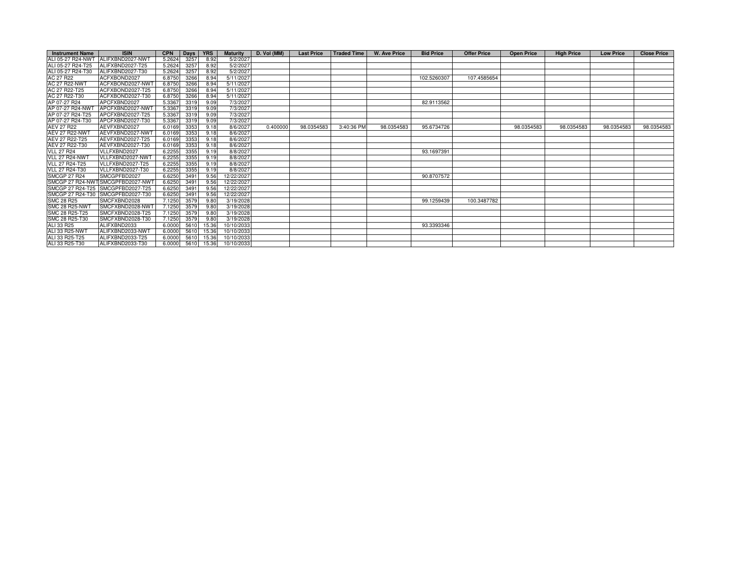| Instrument Name | ISIN | CPN | Days | YRS | Maturity | D. Vol (MM) | Last Price | Traded Time | W. Ave Price | Bid Price | Offer Price | Open Price | High Price | Low Price | Close Price |
|---|---|---|---|---|---|---|---|---|---|---|---|---|---|---|---|
| ALI 05-27 R24-NWT | ALIFXBND2027-NWT | 5.2624 | 3257 | 8.92 | 5/2/2027 | | | | | | | | | | |
| ALI 05-27 R24-T25 | ALIFXBND2027-T25 | 5.2624 | 3257 | 8.92 | 5/2/2027 | | | | | | | | | | |
| ALI 05-27 R24-T30 | ALIFXBND2027-T30 | 5.2624 | 3257 | 8.92 | 5/2/2027 | | | | | | | | | | |
| AC 27 R22 | ACFXBOND2027 | 6.8750 | 3266 | 8.94 | 5/11/2027 | | | | | 102.5260307 | 107.4585654 | | | | |
| AC 27 R22-NWT | ACFXBOND2027-NWT | 6.8750 | 3266 | 8.94 | 5/11/2027 | | | | | | | | | | |
| AC 27 R22-T25 | ACFXBOND2027-T25 | 6.8750 | 3266 | 8.94 | 5/11/2027 | | | | | | | | | | |
| AC 27 R22-T30 | ACFXBOND2027-T30 | 6.8750 | 3266 | 8.94 | 5/11/2027 | | | | | | | | | | |
| AP 07-27 R24 | APCFXBND2027 | 5.3367 | 3319 | 9.09 | 7/3/2027 | | | | | 82.9113562 | | | | | |
| AP 07-27 R24-NWT | APCFXBND2027-NWT | 5.3367 | 3319 | 9.09 | 7/3/2027 | | | | | | | | | | |
| AP 07-27 R24-T25 | APCFXBND2027-T25 | 5.3367 | 3319 | 9.09 | 7/3/2027 | | | | | | | | | | |
| AP 07-27 R24-T30 | APCFXBND2027-T30 | 5.3367 | 3319 | 9.09 | 7/3/2027 | | | | | | | | | | |
| AEV 27 R22 | AEVFXBND2027 | 6.0169 | 3353 | 9.18 | 8/6/2027 | 0.400000 | 98.0354583 | 3:40:36 PM | 98.0354583 | 95.6734726 | | 98.0354583 | 98.0354583 | 98.0354583 | 98.0354583 |
| AEV 27 R22-NWT | AEVFXBND2027-NWT | 6.0169 | 3353 | 9.18 | 8/6/2027 | | | | | | | | | | |
| AEV 27 R22-T25 | AEVFXBND2027-T25 | 6.0169 | 3353 | 9.18 | 8/6/2027 | | | | | | | | | | |
| AEV 27 R22-T30 | AEVFXBND2027-T30 | 6.0169 | 3353 | 9.18 | 8/6/2027 | | | | | | | | | | |
| VLL 27 R24 | VLLFXBND2027 | 6.2255 | 3355 | 9.19 | 8/8/2027 | | | | | 93.1697391 | | | | | |
| VLL 27 R24-NWT | VLLFXBND2027-NWT | 6.2255 | 3355 | 9.19 | 8/8/2027 | | | | | | | | | | |
| VLL 27 R24-T25 | VLLFXBND2027-T25 | 6.2255 | 3355 | 9.19 | 8/8/2027 | | | | | | | | | | |
| VLL 27 R24-T30 | VLLFXBND2027-T30 | 6.2255 | 3355 | 9.19 | 8/8/2027 | | | | | | | | | | |
| SMCGP 27 R24 | SMCGPFBD2027 | 6.6250 | 3491 | 9.56 | 12/22/2027 | | | | | 90.8707572 | | | | | |
| SMCGP 27 R24-NWT | SMCGPFBD2027-NWT | 6.6250 | 3491 | 9.56 | 12/22/2027 | | | | | | | | | | |
| SMCGP 27 R24-T25 | SMCGPFBD2027-T25 | 6.6250 | 3491 | 9.56 | 12/22/2027 | | | | | | | | | | |
| SMCGP 27 R24-T30 | SMCGPFBD2027-T30 | 6.6250 | 3491 | 9.56 | 12/22/2027 | | | | | | | | | | |
| SMC 28 R25 | SMCFXBND2028 | 7.1250 | 3579 | 9.80 | 3/19/2028 | | | | | 99.1259439 | 100.3487782 | | | | |
| SMC 28 R25-NWT | SMCFXBND2028-NWT | 7.1250 | 3579 | 9.80 | 3/19/2028 | | | | | | | | | | |
| SMC 28 R25-T25 | SMCFXBND2028-T25 | 7.1250 | 3579 | 9.80 | 3/19/2028 | | | | | | | | | | |
| SMC 28 R25-T30 | SMCFXBND2028-T30 | 7.1250 | 3579 | 9.80 | 3/19/2028 | | | | | | | | | | |
| ALI 33 R25 | ALIFXBND2033 | 6.0000 | 5610 | 15.36 | 10/10/2033 | | | | | 93.3393346 | | | | | |
| ALI 33 R25-NWT | ALIFXBND2033-NWT | 6.0000 | 5610 | 15.36 | 10/10/2033 | | | | | | | | | | |
| ALI 33 R25-T25 | ALIFXBND2033-T25 | 6.0000 | 5610 | 15.36 | 10/10/2033 | | | | | | | | | | |
| ALI 33 R25-T30 | ALIFXBND2033-T30 | 6.0000 | 5610 | 15.36 | 10/10/2033 | | | | | | | | | | |